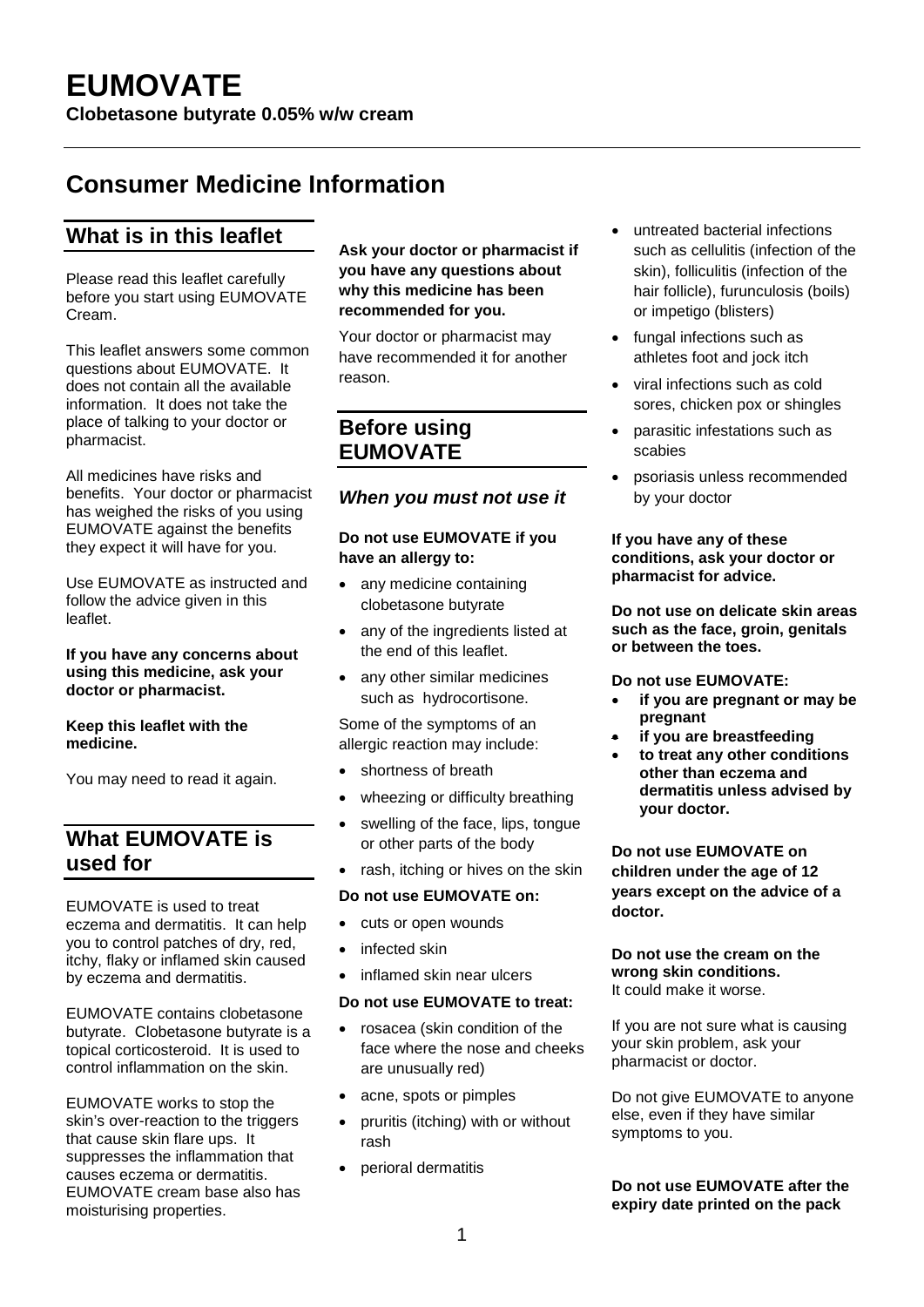# EUMOVATE

**Clobetasone butyrate 0.05% w/w cream**

## Consumer Medicine Information

## What is in this leaflet

Please read this leaflet carefully before you start using EUMOVATE Cream.

This leaflet answers some common questions about EUMOVATE. It does not contain all the available information. It does not take the place of talking to your doctor or pharmacist.

All medicines have risks and benefits. Your doctor or pharmacist has weighed the risks of you using EUMOVATE against the benefits they expect it will have for you.

Use EUMOVATE as instructed and follow the advice given in this leaflet.

**If you have any concerns about using this medicine, ask your doctor or pharmacist.**

**Keep this leaflet with the medicine.**

You may need to read it again.

## What EUMOVATE is used for

EUMOVATE is used to treat eczema and dermatitis. It can help you to control patches of dry, red, itchy, flaky or inflamed skin caused by eczema and dermatitis.

EUMOVATE contains clobetasone butyrate. Clobetasone butyrate is a topical corticosteroid. It is used to control inflammation on the skin.

EUMOVATE works to stop the skin's over-reaction to the triggers that cause skin flare ups. It suppresses the inflammation that causes eczema or dermatitis. EUMOVATE cream base also has moisturising properties.

**Ask your doctor or pharmacist if you have any questions about why this medicine has been recommended for you.**

Your doctor or pharmacist may have recommended it for another reason.

## Before using EUMOVATE

### *When you must not use it*

**Do not use EUMOVATE if you have an allergy to:**

- any medicine containing clobetasone butyrate
- any of the ingredients listed at the end of this leaflet.
- any other similar medicines such as hydrocortisone.

Some of the symptoms of an allergic reaction may include:

- shortness of breath
- wheezing or difficulty breathing
- swelling of the face, lips, tongue or other parts of the body
- rash, itching or hives on the skin

**Do not use EUMOVATE on:**

- cuts or open wounds
- infected skin
- inflamed skin near ulcers

**Do not use EUMOVATE to treat:**

- rosacea (skin condition of the face where the nose and cheeks are unusually red)
- acne, spots or pimples
- pruritis (itching) with or without rash
- perioral dermatitis
- untreated bacterial infections such as cellulitis (infection of the skin), folliculitis (infection of the hair follicle), furunculosis (boils) or impetigo (blisters)
- fungal infections such as athletes foot and jock itch
- viral infections such as cold sores, chicken pox or shingles
- parasitic infestations such as scabies
- psoriasis unless recommended by your doctor

**If you have any of these conditions, ask your doctor or pharmacist for advice.**

**Do not use on delicate skin areas such as the face, groin, genitals or between the toes.**

**Do not use EUMOVATE:**

- **if you are pregnant or may be pregnant**
- **if you are breastfeeding**
- **to treat any other conditions other than eczema and dermatitis unless advised by your doctor.**

**Do not use EUMOVATE on children under the age of 12 years except on the advice of a doctor.**

**Do not use the cream on the wrong skin conditions.**
It could make it worse.

If you are not sure what is causing your skin problem, ask your pharmacist or doctor.

Do not give EUMOVATE to anyone else, even if they have similar symptoms to you.

**Do not use EUMOVATE after the expiry date printed on the pack**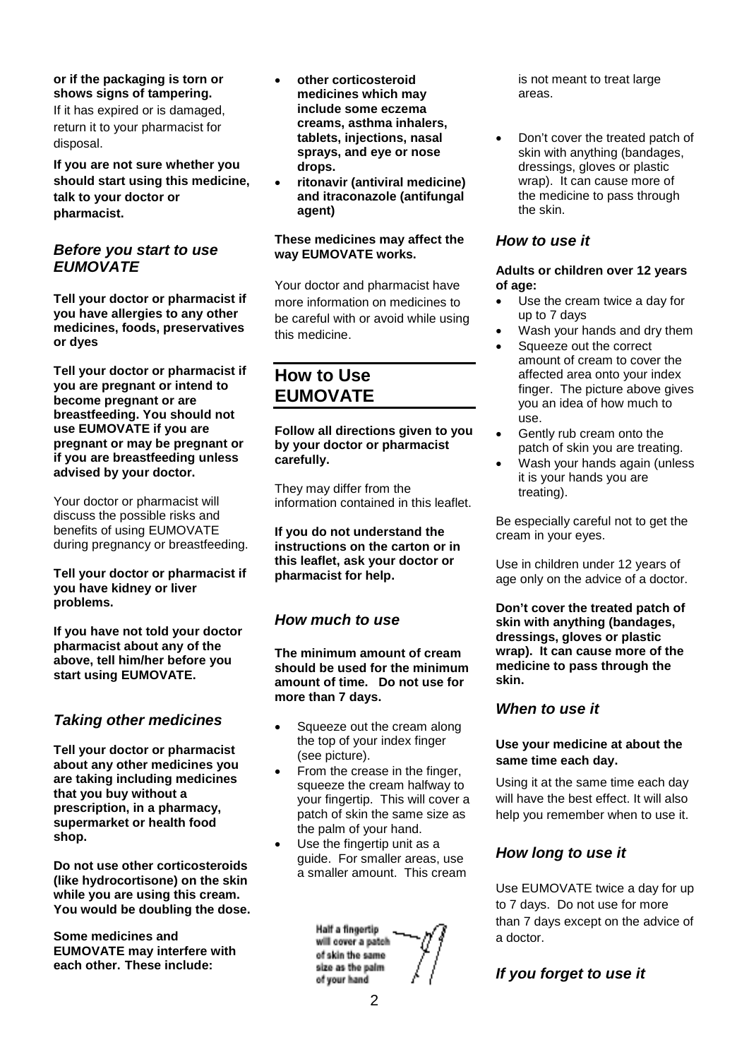**or if the packaging is torn or shows signs of tampering.**

If it has expired or is damaged, return it to your pharmacist for disposal.

**If you are not sure whether you should start using this medicine, talk to your doctor or pharmacist.**

### *Before you start to use EUMOVATE*

**Tell your doctor or pharmacist if you have allergies to any other medicines, foods, preservatives or dyes**

**Tell your doctor or pharmacist if you are pregnant or intend to become pregnant or are breastfeeding. You should not use EUMOVATE if you are pregnant or may be pregnant or if you are breastfeeding unless advised by your doctor.**

Your doctor or pharmacist will discuss the possible risks and benefits of using EUMOVATE during pregnancy or breastfeeding.

**Tell your doctor or pharmacist if you have kidney or liver problems.**

**If you have not told your doctor pharmacist about any of the above, tell him/her before you start using EUMOVATE.**

### *Taking other medicines*

**Tell your doctor or pharmacist about any other medicines you are taking including medicines that you buy without a prescription, in a pharmacy, supermarket or health food shop.**

**Do not use other corticosteroids (like hydrocortisone) on the skin while you are using this cream. You would be doubling the dose.**

**Some medicines and EUMOVATE may interfere with each other. These include:**

- **other corticosteroid medicines which may include some eczema creams, asthma inhalers, tablets, injections, nasal sprays, and eye or nose drops.**
- **ritonavir (antiviral medicine) and itraconazole (antifungal agent)**

**These medicines may affect the way EUMOVATE works.**

Your doctor and pharmacist have more information on medicines to be careful with or avoid while using this medicine.

## How to Use EUMOVATE

**Follow all directions given to you by your doctor or pharmacist carefully.**

They may differ from the information contained in this leaflet.

**If you do not understand the instructions on the carton or in this leaflet, ask your doctor or pharmacist for help.**

### *How much to use*

**The minimum amount of cream should be used for the minimum amount of time. Do not use for more than 7 days.**

- Squeeze out the cream along the top of your index finger (see picture).
- From the crease in the finger, squeeze the cream halfway to your fingertip. This will cover a patch of skin the same size as the palm of your hand.
- Use the fingertip unit as a guide. For smaller areas, use a smaller amount. This cream is not meant to treat large areas.
- Don't cover the treated patch of skin with anything (bandages, dressings, gloves or plastic wrap). It can cause more of the medicine to pass through the skin.

Half a fingertip will cover a patch of skin the same size as the palm of your hand

### *How to use it*

**Adults or children over 12 years of age:**

- Use the cream twice a day for up to 7 days
- Wash your hands and dry them
- Squeeze out the correct amount of cream to cover the affected area onto your index finger. The picture above gives you an idea of how much to use.
- Gently rub cream onto the patch of skin you are treating.
- Wash your hands again (unless it is your hands you are treating).

Be especially careful not to get the cream in your eyes.

Use in children under 12 years of age only on the advice of a doctor.

**Don't cover the treated patch of skin with anything (bandages, dressings, gloves or plastic wrap). It can cause more of the medicine to pass through the skin.**

### *When to use it*

**Use your medicine at about the same time each day.**

Using it at the same time each day will have the best effect. It will also help you remember when to use it.

### *How long to use it*

Use EUMOVATE twice a day for up to 7 days. Do not use for more than 7 days except on the advice of a doctor.

### *If you forget to use it*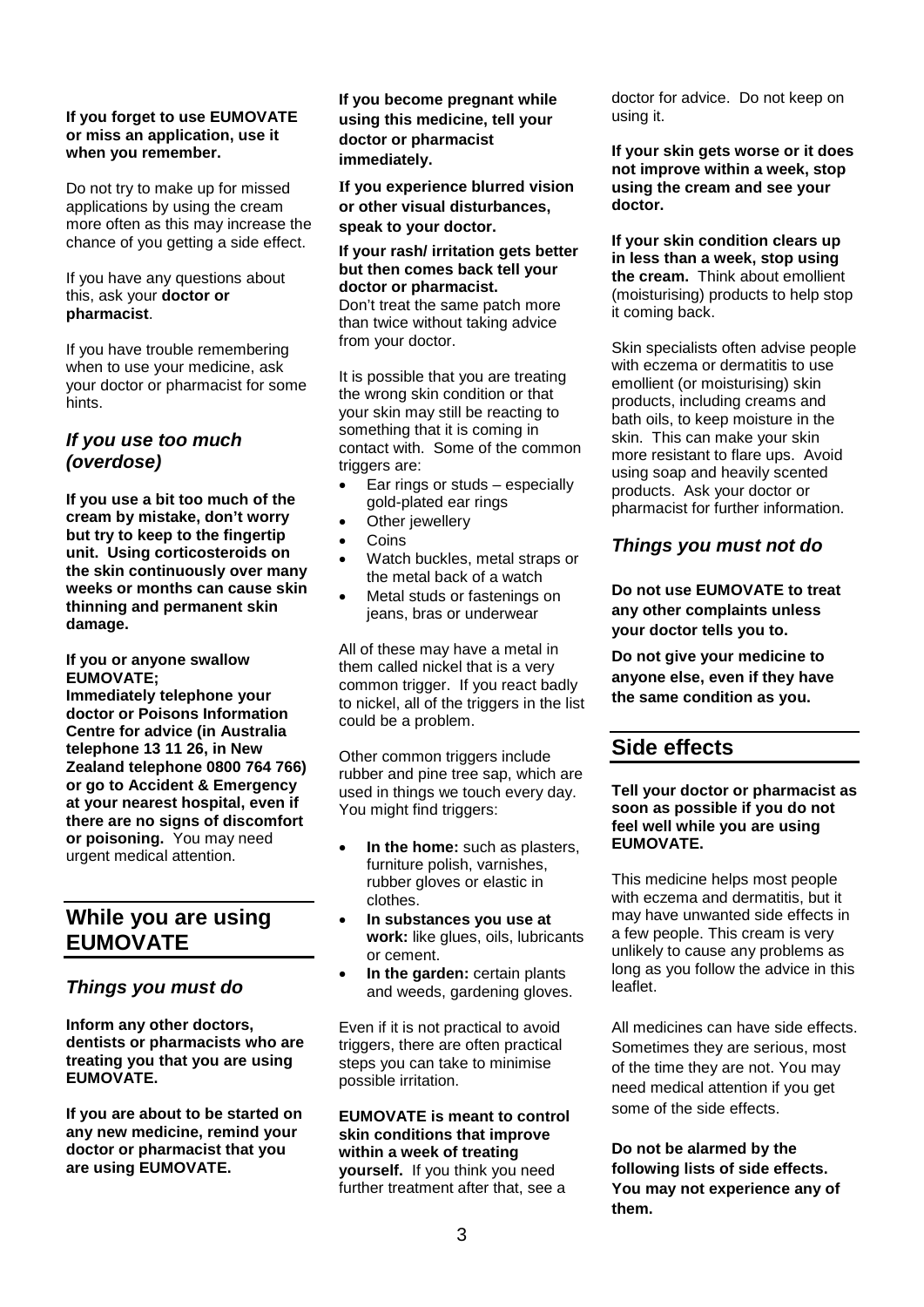**If you forget to use EUMOVATE or miss an application, use it when you remember.**

Do not try to make up for missed applications by using the cream more often as this may increase the chance of you getting a side effect.

If you have any questions about this, ask your **doctor or pharmacist**.

If you have trouble remembering when to use your medicine, ask your doctor or pharmacist for some hints.

### *If you use too much (overdose)*

**If you use a bit too much of the cream by mistake, don't worry but try to keep to the fingertip unit. Using corticosteroids on the skin continuously over many weeks or months can cause skin thinning and permanent skin damage.**

**If you or anyone swallow EUMOVATE;**
**Immediately telephone your doctor or Poisons Information Centre for advice (in Australia telephone 13 11 26, in New Zealand telephone 0800 764 766) or go to Accident & Emergency at your nearest hospital, even if there are no signs of discomfort or poisoning.** You may need urgent medical attention.

## While you are using EUMOVATE

### *Things you must do*

**Inform any other doctors, dentists or pharmacists who are treating you that you are using EUMOVATE.**

**If you are about to be started on any new medicine, remind your doctor or pharmacist that you are using EUMOVATE.**

**If you become pregnant while using this medicine, tell your doctor or pharmacist immediately.**

**If you experience blurred vision or other visual disturbances, speak to your doctor.**

**If your rash/ irritation gets better but then comes back tell your doctor or pharmacist.**
Don't treat the same patch more than twice without taking advice from your doctor.

It is possible that you are treating the wrong skin condition or that your skin may still be reacting to something that it is coming in contact with. Some of the common triggers are:

- Ear rings or studs – especially gold-plated ear rings
- Other jewellery
- Coins
- Watch buckles, metal straps or the metal back of a watch
- Metal studs or fastenings on jeans, bras or underwear

All of these may have a metal in them called nickel that is a very common trigger. If you react badly to nickel, all of the triggers in the list could be a problem.

Other common triggers include rubber and pine tree sap, which are used in things we touch every day. You might find triggers:

- **In the home:** such as plasters, furniture polish, varnishes, rubber gloves or elastic in clothes.
- **In substances you use at work:** like glues, oils, lubricants or cement.
- **In the garden:** certain plants and weeds, gardening gloves.

Even if it is not practical to avoid triggers, there are often practical steps you can take to minimise possible irritation.

**EUMOVATE is meant to control skin conditions that improve within a week of treating yourself.** If you think you need further treatment after that, see a doctor for advice. Do not keep on using it.

**If your skin gets worse or it does not improve within a week, stop using the cream and see your doctor.**

**If your skin condition clears up in less than a week, stop using the cream.** Think about emollient (moisturising) products to help stop it coming back.

Skin specialists often advise people with eczema or dermatitis to use emollient (or moisturising) skin products, including creams and bath oils, to keep moisture in the skin. This can make your skin more resistant to flare ups. Avoid using soap and heavily scented products. Ask your doctor or pharmacist for further information.

### *Things you must not do*

**Do not use EUMOVATE to treat any other complaints unless your doctor tells you to.**

**Do not give your medicine to anyone else, even if they have the same condition as you.**

## Side effects

**Tell your doctor or pharmacist as soon as possible if you do not feel well while you are using EUMOVATE.**

This medicine helps most people with eczema and dermatitis, but it may have unwanted side effects in a few people. This cream is very unlikely to cause any problems as long as you follow the advice in this leaflet.

All medicines can have side effects. Sometimes they are serious, most of the time they are not. You may need medical attention if you get some of the side effects.

**Do not be alarmed by the following lists of side effects. You may not experience any of them.**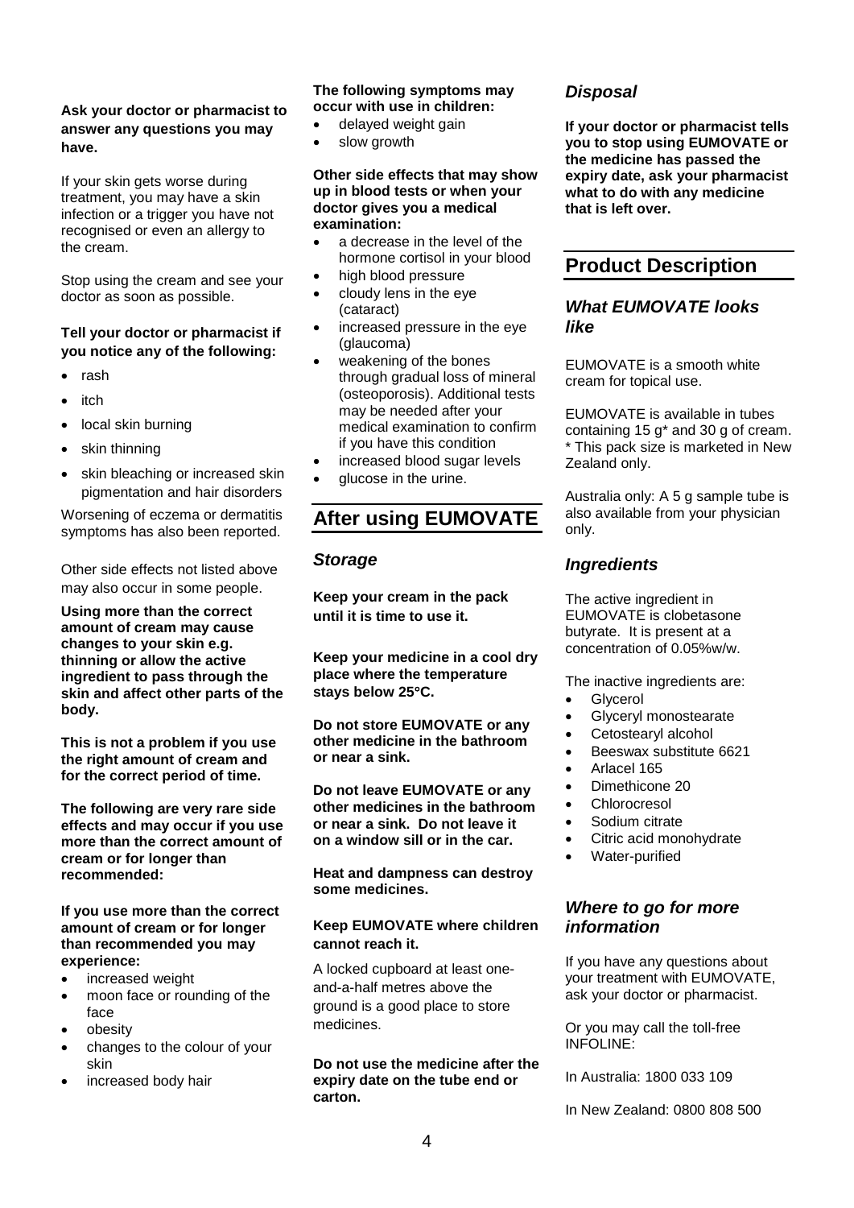**Ask your doctor or pharmacist to answer any questions you may have.**

If your skin gets worse during treatment, you may have a skin infection or a trigger you have not recognised or even an allergy to the cream.

Stop using the cream and see your doctor as soon as possible.

**Tell your doctor or pharmacist if you notice any of the following:**

- rash
- itch
- local skin burning
- skin thinning
- skin bleaching or increased skin pigmentation and hair disorders

Worsening of eczema or dermatitis symptoms has also been reported.

Other side effects not listed above may also occur in some people.

**Using more than the correct amount of cream may cause changes to your skin e.g. thinning or allow the active ingredient to pass through the skin and affect other parts of the body.**

**This is not a problem if you use the right amount of cream and for the correct period of time.**

**The following are very rare side effects and may occur if you use more than the correct amount of cream or for longer than recommended:**

**If you use more than the correct amount of cream or for longer than recommended you may experience:**

- increased weight
- moon face or rounding of the face
- obesity
- changes to the colour of your skin
- increased body hair

**The following symptoms may occur with use in children:**

- delayed weight gain
- slow growth

**Other side effects that may show up in blood tests or when your doctor gives you a medical examination:**

- a decrease in the level of the hormone cortisol in your blood
- high blood pressure
- cloudy lens in the eye (cataract)
- increased pressure in the eye (glaucoma)
- weakening of the bones through gradual loss of mineral (osteoporosis). Additional tests may be needed after your medical examination to confirm if you have this condition
- increased blood sugar levels
- glucose in the urine.

## After using EUMOVATE

### *Storage*

**Keep your cream in the pack until it is time to use it.**

**Keep your medicine in a cool dry place where the temperature stays below 25°C.**

**Do not store EUMOVATE or any other medicine in the bathroom or near a sink.**

**Do not leave EUMOVATE or any other medicines in the bathroom or near a sink. Do not leave it on a window sill or in the car.**

**Heat and dampness can destroy some medicines.**

**Keep EUMOVATE where children cannot reach it.**

A locked cupboard at least one-and-a-half metres above the ground is a good place to store medicines.

**Do not use the medicine after the expiry date on the tube end or carton.**

### *Disposal*

**If your doctor or pharmacist tells you to stop using EUMOVATE or the medicine has passed the expiry date, ask your pharmacist what to do with any medicine that is left over.**

## Product Description

### *What EUMOVATE looks like*

EUMOVATE is a smooth white cream for topical use.

EUMOVATE is available in tubes containing 15 g* and 30 g of cream.
* This pack size is marketed in New Zealand only.

Australia only: A 5 g sample tube is also available from your physician only.

### *Ingredients*

The active ingredient in EUMOVATE is clobetasone butyrate. It is present at a concentration of 0.05%w/w.

The inactive ingredients are:

- Glycerol
- Glyceryl monostearate
- Cetostearyl alcohol
- Beeswax substitute 6621
- Arlacel 165
- Dimethicone 20
- Chlorocresol
- Sodium citrate
- Citric acid monohydrate
- Water-purified

### *Where to go for more information*

If you have any questions about your treatment with EUMOVATE, ask your doctor or pharmacist.

Or you may call the toll-free INFOLINE:

In Australia: 1800 033 109

In New Zealand: 0800 808 500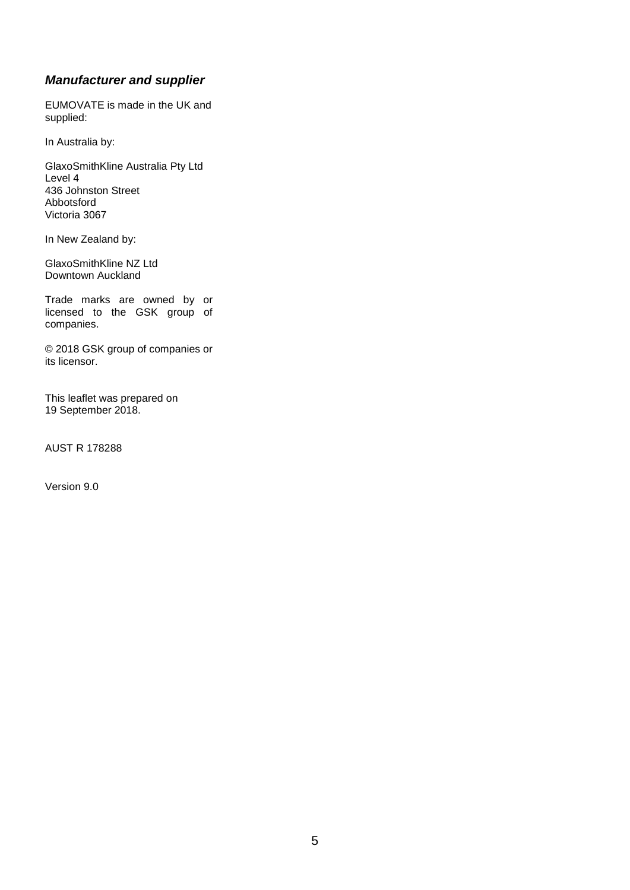### ***Manufacturer and supplier***

EUMOVATE is made in the UK and supplied:

In Australia by:

GlaxoSmithKline Australia Pty Ltd
Level 4
436 Johnston Street
Abbotsford
Victoria 3067

In New Zealand by:

GlaxoSmithKline NZ Ltd
Downtown Auckland

Trade marks are owned by or licensed to the GSK group of companies.

© 2018 GSK group of companies or its licensor.

This leaflet was prepared on
19 September 2018.

AUST R 178288

Version 9.0